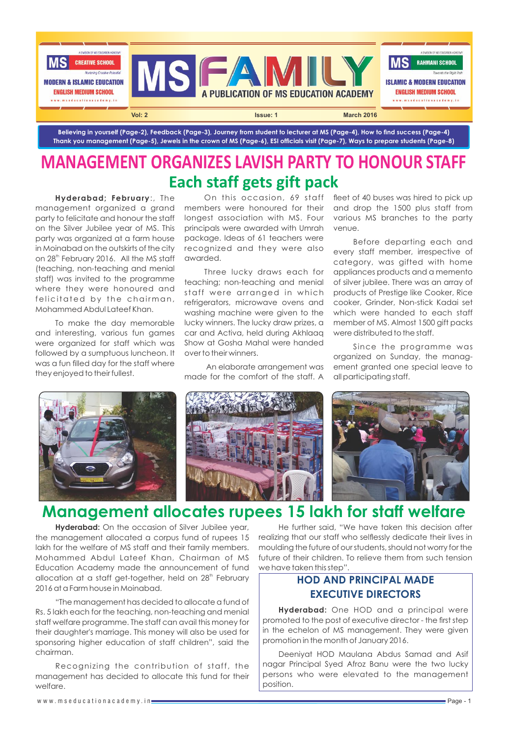# MS FAMILY

A PUBLICATION OF MS EDUCATION ACADEMY

Vol: 2 Issue: 1 March 2016

Believing in yourself (Page-2), Feedback (Page-3), Journey from student to lecturer at MS (Page-4), How to find success (Page-4) Thank you management (Page-5), Jewels in the crown of MS (Page-6), ESI officials visit (Page-7), Ways to prepare students (Page-8)

## MANAGEMENT ORGANIZES LAVISH PARTY TO HONOUR STAFF

### Each staff gets gift pack

**Hyderabad; February**:, The management organized a grand party to felicitate and honour the staff on the Silver Jubilee year of MS. This party was organized at a farm house in Moinabad on the outskirts of the city on 28th February 2016. All the MS staff (teaching, non-teaching and menial staff) was invited to the programme where they were honoured and felicitated by the chairman, Mohammed Abdul Lateef Khan.

To make the day memorable and interesting, various fun games were organized for staff which was followed by a sumptuous luncheon. It was a fun filled day for the staff where they enjoyed to their fullest.

On this occasion, 69 staff members were honoured for their longest association with MS. Four principals were awarded with Umrah package. Ideas of 61 teachers were recognized and they were also awarded.

Three lucky draws each for teaching; non-teaching and menial staff were arranged in which refrigerators, microwave ovens and washing machine were given to the lucky winners. The lucky draw prizes, a car and Activa, held during Akhlaaq Show at Gosha Mahal were handed over to their winners.

An elaborate arrangement was made for the comfort of the staff. A fleet of 40 buses was hired to pick up and drop the 1500 plus staff from various MS branches to the party venue.

Before departing each and every staff member, irrespective of category, was gifted with home appliances products and a memento of silver jubilee. There was an array of products of Prestige like Cooker, Rice cooker, Grinder, Non-stick Kadai set which were handed to each staff member of MS. Almost 1500 gift packs were distributed to the staff.

Since the programme was organized on Sunday, the management granted one special leave to all participating staff.

## Management allocates rupees 15 lakh for staff welfare

**Hyderabad:** On the occasion of Silver Jubilee year, the management allocated a corpus fund of rupees 15 lakh for the welfare of MS staff and their family members. Mohammed Abdul Lateef Khan, Chairman of MS Education Academy made the announcement of fund allocation at a staff get-together, held on 28th February 2016 at a Farm house in Moinabad.

"The management has decided to allocate a fund of Rs. 5 lakh each for the teaching, non-teaching and menial staff welfare programme. The staff can avail this money for their daughter's marriage. This money will also be used for sponsoring higher education of staff children", said the chairman.

Recognizing the contribution of staff, the management has decided to allocate this fund for their welfare.

He further said, "We have taken this decision after realizing that our staff who selflessly dedicate their lives in moulding the future of our students, should not worry for the future of their children. To relieve them from such tension we have taken this step".

### HOD AND PRINCIPAL MADE EXECUTIVE DIRECTORS

**Hyderabad:** One HOD and a principal were promoted to the post of executive director - the first step in the echelon of MS management. They were given promotion in the month of January 2016.

Deeniyat HOD Maulana Abdus Samad and Asif nagar Principal Syed Afroz Banu were the two lucky persons who were elevated to the management position.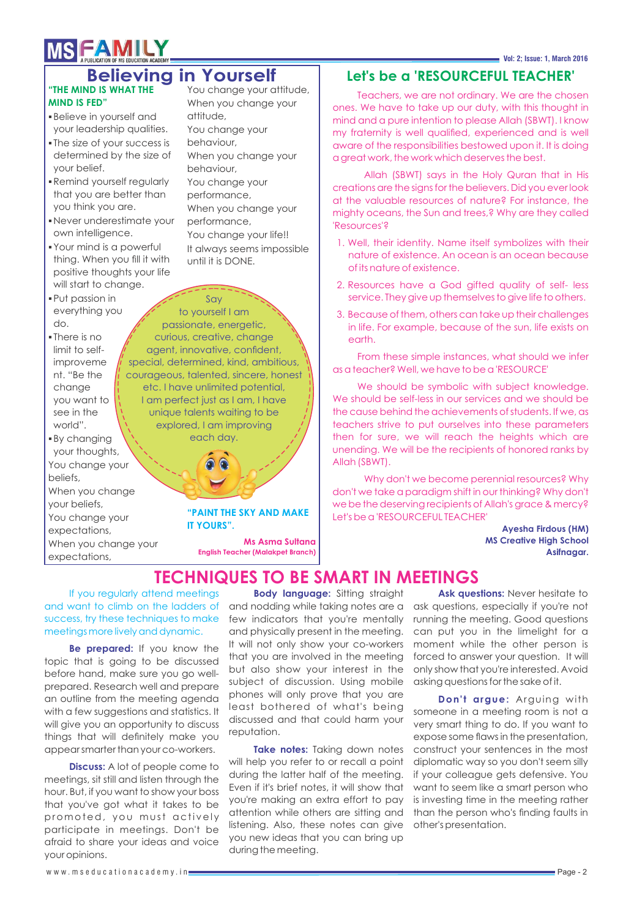## Believing in Yourself

**"THE MIND IS WHAT THE MIND IS FED"**

- Believe in yourself and your leadership qualities.
- The size of your success is determined by the size of your belief.
- Remind yourself regularly that you are better than you think you are.
- Never underestimate your own intelligence.
- Your mind is a powerful thing. When you fill it with positive thoughts your life will start to change.
- Put passion in everything you do.
- There is no limit to self-improvement. "Be the change you want to see in the world".
- By changing your thoughts,

You change your beliefs,
When you change your beliefs,
You change your expectations,
When you change your expectations,
You change your attitude,
When you change your attitude,
You change your behaviour,
When you change your behaviour,
You change your performance,
When you change your performance,
You change your life!!
It always seems impossible until it is DONE.

Say to yourself I am passionate, energetic, curious, creative, change agent, innovative, confident, special, determined, kind, ambitious, courageous, talented, sincere, honest etc. I have unlimited potential, I am perfect just as I am, I have unique talents waiting to be explored, I am improving each day.

**"PAINT THE SKY AND MAKE IT YOURS".**

**Ms Asma Sultana**
**English Teacher (Malakpet Branch)**

## Let's be a 'RESOURCEFUL TEACHER'

Teachers, we are not ordinary. We are the chosen ones. We have to take up our duty, with this thought in mind and a pure intention to please Allah (SBWT). I know my fraternity is well qualified, experienced and is well aware of the responsibilities bestowed upon it. It is doing a great work, the work which deserves the best.

Allah (SBWT) says in the Holy Quran that in His creations are the signs for the believers. Did you ever look at the valuable resources of nature? For instance, the mighty oceans, the Sun and trees,? Why are they called 'Resources'?

1. Well, their identity. Name itself symbolizes with their nature of existence. An ocean is an ocean because of its nature of existence.
2. Resources have a God gifted quality of self- less service. They give up themselves to give life to others.
3. Because of them, others can take up their challenges in life. For example, because of the sun, life exists on earth.

From these simple instances, what should we infer as a teacher? Well, we have to be a 'RESOURCE'

We should be symbolic with subject knowledge. We should be self-less in our services and we should be the cause behind the achievements of students. If we, as teachers strive to put ourselves into these parameters then for sure, we will reach the heights which are unending. We will be the recipients of honored ranks by Allah (SBWT).

Why don't we become perennial resources? Why don't we take a paradigm shift in our thinking? Why don't we be the deserving recipients of Allah's grace & mercy? Let's be a 'RESOURCEFUL TEACHER'

**Ayesha Firdous (HM)**
**MS Creative High School**
**Asifnagar.**

## TECHNIQUES TO BE SMART IN MEETINGS

If you regularly attend meetings and want to climb on the ladders of success, try these techniques to make meetings more lively and dynamic.

**Be prepared:** If you know the topic that is going to be discussed before hand, make sure you go well-prepared. Research well and prepare an outline from the meeting agenda with a few suggestions and statistics. It will give you an opportunity to discuss things that will definitely make you appear smarter than your co-workers.

**Discuss:** A lot of people come to meetings, sit still and listen through the hour. But, if you want to show your boss that you've got what it takes to be promoted, you must actively participate in meetings. Don't be afraid to share your ideas and voice your opinions.

**Body language:** Sitting straight and nodding while taking notes are a few indicators that you're mentally and physically present in the meeting. It will not only show your co-workers that you are involved in the meeting but also show your interest in the subject of discussion. Using mobile phones will only prove that you are least bothered of what's being discussed and that could harm your reputation.

**Take notes:** Taking down notes will help you refer to or recall a point during the latter half of the meeting. Even if it's brief notes, it will show that you're making an extra effort to pay attention while others are sitting and listening. Also, these notes can give you new ideas that you can bring up during the meeting.

**Ask questions:** Never hesitate to ask questions, especially if you're not running the meeting. Good questions can put you in the limelight for a moment while the other person is forced to answer your question. It will only show that you're interested. Avoid asking questions for the sake of it.

**Don't argue:** Arguing with someone in a meeting room is not a very smart thing to do. If you want to expose some flaws in the presentation, construct your sentences in the most diplomatic way so you don't seem silly if your colleague gets defensive. You want to seem like a smart person who is investing time in the meeting rather than the person who's finding faults in other's presentation.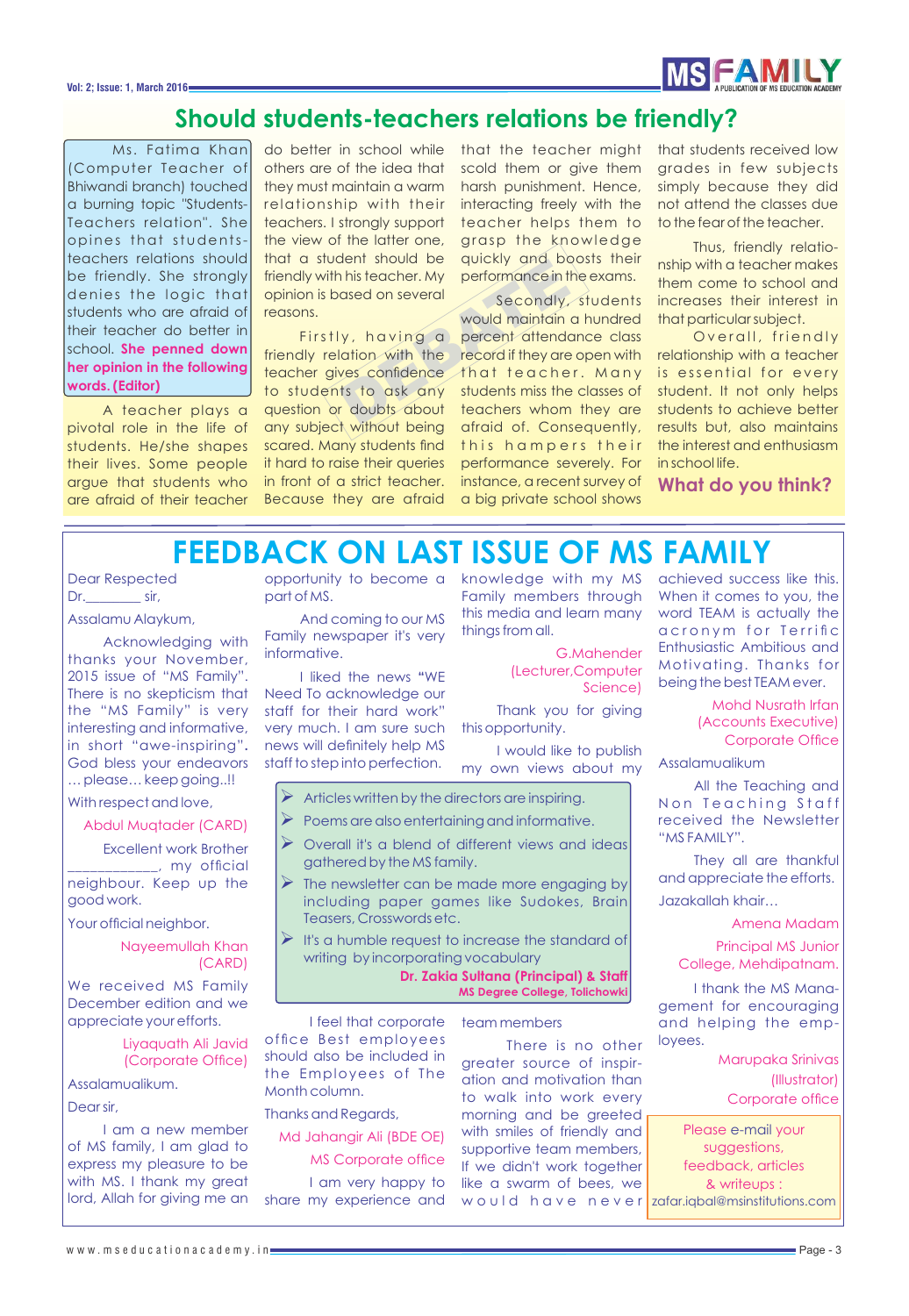# Should students-teachers relations be friendly?

Ms. Fatima Khan (Computer Teacher of Bhiwandi branch) touched a burning topic "Students-Teachers relation". She opines that students-teachers relations should be friendly. She strongly denies the logic that students who are afraid of their teacher do better in school. **She penned down her opinion in the following words. (Editor)**

A teacher plays a pivotal role in the life of students. He/she shapes their lives. Some people argue that students who are afraid of their teacher do better in school while others are of the idea that they must maintain a warm relationship with their teachers. I strongly support the view of the latter one, that a student should be friendly with his teacher. My opinion is based on several reasons.

Firstly, having a friendly relation with the teacher gives confidence to students to ask any question or doubts about any subject without being scared. Many students find it hard to raise their queries in front of a strict teacher. Because they are afraid that the teacher might scold them or give them harsh punishment. Hence, interacting freely with the teacher helps them to grasp the knowledge quickly and boosts their performance in the exams.

Secondly, students would maintain a hundred percent attendance class record if they are open with that teacher. Many students miss the classes of teachers whom they are afraid of. Consequently, this hampers their performance severely. For instance, a recent survey of a big private school shows that students received low grades in few subjects simply because they did not attend the classes due to the fear of the teacher.

Thus, friendly relationship with a teacher makes them come to school and increases their interest in that particular subject.

Overall, friendly relationship with a teacher is essential for every student. It not only helps students to achieve better results but, also maintains the interest and enthusiasm in school life.

**What do you think?**

# FEEDBACK ON LAST ISSUE OF MS FAMILY

Dear Respected Dr.________ sir,

Assalamu Alaykum,

Acknowledging with thanks your November, 2015 issue of "MS Family". There is no skepticism that the "MS Family" is very interesting and informative, in short "awe-inspiring". God bless your endeavors … please… keep going..!!

With respect and love,

Abdul Muqtader (CARD)

Excellent work Brother ____________, my official neighbour. Keep up the good work.

Your official neighbor.

Nayeemullah Khan (CARD)

We received MS Family December edition and we appreciate your efforts.

Liyaquath Ali Javid (Corporate Office)

Assalamualikum.

Dear sir,

I am a new member of MS family, I am glad to express my pleasure to be with MS. I thank my great lord, Allah for giving me an opportunity to become a part of MS.

And coming to our MS Family newspaper it's very informative.

I liked the news "WE Need To acknowledge our staff for their hard work" very much. I am sure such news will definitely help MS staff to step into perfection.

- Articles written by the directors are inspiring.
- Poems are also entertaining and informative.
- Overall it's a blend of different views and ideas gathered by the MS family.
- The newsletter can be made more engaging by including paper games like Sudokes, Brain Teasers, Crosswords etc.
- It's a humble request to increase the standard of writing by incorporating vocabulary

**Dr. Zakia Sultana (Principal) & Staff**
**MS Degree College, Tolichowki**

I feel that corporate office Best employees should also be included in the Employees of The Month column.

Thanks and Regards,

Md Jahangir Ali (BDE OE)

MS Corporate office

I am very happy to share my experience and knowledge with my MS Family members through this media and learn many things from all.

G.Mahender (Lecturer,Computer Science)

Thank you for giving this opportunity.

I would like to publish my own views about my team members

There is no other greater source of inspiration and motivation than to walk into work every morning and be greeted with smiles of friendly and supportive team members. If we didn't work together like a swarm of bees, we would have never achieved success like this. When it comes to you, the word TEAM is actually the acronym for Terrific Enthusiastic Ambitious and Motivating. Thanks for being the best TEAM ever.

Mohd Nusrath Irfan (Accounts Executive) Corporate Office

Assalamualikum

All the Teaching and Non Teaching Staff received the Newsletter "MS FAMILY".

They all are thankful and appreciate the efforts.

Jazakallah khair…

Amena Madam

Principal MS Junior College, Mehdipatnam.

I thank the MS Management for encouraging and helping the employees.

Marupaka Srinivas (Illustrator) Corporate office

Please e-mail your suggestions, feedback, articles & writeups : zafar.iqbal@msinstitutions.com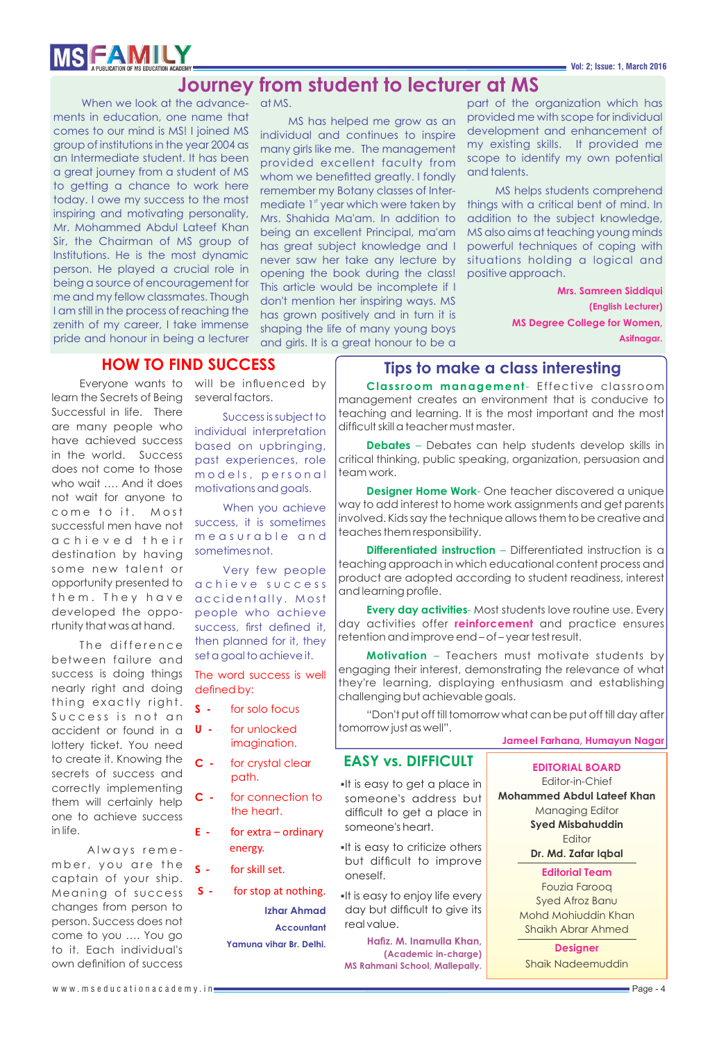# Journey from student to lecturer at MS

When we look at the advancements in education, one name that comes to our mind is MS! I joined MS group of institutions in the year 2004 as an Intermediate student. It has been a great journey from a student of MS to getting a chance to work here today. I owe my success to the most inspiring and motivating personality, Mr. Mohammed Abdul Lateef Khan Sir, the Chairman of MS group of Institutions. He is the most dynamic person. He played a crucial role in being a source of encouragement for me and my fellow classmates. Though I am still in the process of reaching the zenith of my career, I take immense pride and honour in being a lecturer at MS.

MS has helped me grow as an individual and continues to inspire many girls like me. The management provided excellent faculty from whom we benefitted greatly. I fondly remember my Botany classes of Intermediate 1st year which were taken by Mrs. Shahida Ma'am. In addition to being an excellent Principal, ma'am has great subject knowledge and I never saw her take any lecture by opening the book during the class! This article would be incomplete if I don't mention her inspiring ways. MS has grown positively and in turn it is shaping the life of many young boys and girls. It is a great honour to be a part of the organization which has provided me with scope for individual development and enhancement of my existing skills. It provided me scope to identify my own potential and talents.

MS helps students comprehend things with a critical bent of mind. In addition to the subject knowledge, MS also aims at teaching young minds powerful techniques of coping with situations holding a logical and positive approach.

**Mrs. Samreen Siddiqui**
**(English Lecturer)**
**MS Degree College for Women,**
**Asifnagar.**

## HOW TO FIND SUCCESS

Everyone wants to learn the Secrets of Being Successful in life. There are many people who have achieved success in the world. Success does not come to those who wait .... And it does not wait for anyone to come to it. Most successful men have not achieved their destination by having some new talent or opportunity presented to them. They have developed the opportunity that was at hand.

The difference between failure and success is doing things nearly right and doing thing exactly right. Success is not an accident or found in a lottery ticket. You need to create it. Knowing the secrets of success and correctly implementing them will certainly help one to achieve success in life.

Always remember, you are the captain of your ship. Meaning of success changes from person to person. Success does not come to you .... You go to it. Each individual's own definition of success will be influenced by several factors.

Success is subject to individual interpretation based on upbringing, past experiences, role models, personal motivations and goals.

When you achieve success, it is sometimes measurable and sometimes not.

Very few people achieve success accidentally. Most people who achieve success, first defined it, then planned for it, they set a goal to achieve it.

The word success is well defined by:

- **S -** for solo focus
- **U -** for unlocked imagination.
- **C -** for crystal clear path.
- **C -** for connection to the heart.
- **E -** for extra – ordinary energy.
- **S -** for skill set.
- **S -** for stop at nothing.

**Izhar Ahmad**
**Accountant**
**Yamuna vihar Br. Delhi.**

## Tips to make a class interesting

**Classroom management**- Effective classroom management creates an environment that is conducive to teaching and learning. It is the most important and the most difficult skill a teacher must master.

**Debates** – Debates can help students develop skills in critical thinking, public speaking, organization, persuasion and team work.

**Designer Home Work**- One teacher discovered a unique way to add interest to home work assignments and get parents involved. Kids say the technique allows them to be creative and teaches them responsibility.

**Differentiated instruction** – Differentiated instruction is a teaching approach in which educational content process and product are adopted according to student readiness, interest and learning profile.

**Every day activities**- Most students love routine use. Every day activities offer **reinforcement** and practice ensures retention and improve end – of – year test result.

**Motivation** – Teachers must motivate students by engaging their interest, demonstrating the relevance of what they're learning, displaying enthusiasm and establishing challenging but achievable goals.

"Don't put off till tomorrow what can be put off till day after tomorrow just as well".

**Jameel Farhana, Humayun Nagar**

## EASY vs. DIFFICULT

- It is easy to get a place in someone's address but difficult to get a place in someone's heart.
- It is easy to criticize others but difficult to improve oneself.
- It is easy to enjoy life every day but difficult to give its real value.

**Hafiz. M. Inamulla Khan,**
**(Academic in-charge)**
**MS Rahmani School, Mallepally.**

### EDITORIAL BOARD

Editor-in-Chief
**Mohammed Abdul Lateef Khan**

Managing Editor
**Syed Misbahuddin**

Editor
**Dr. Md. Zafar Iqbal**

**Editorial Team**
Fouzia Farooq
Syed Afroz Banu
Mohd Mohiuddin Khan
Shaikh Abrar Ahmed

**Designer**
Shaik Nadeemuddin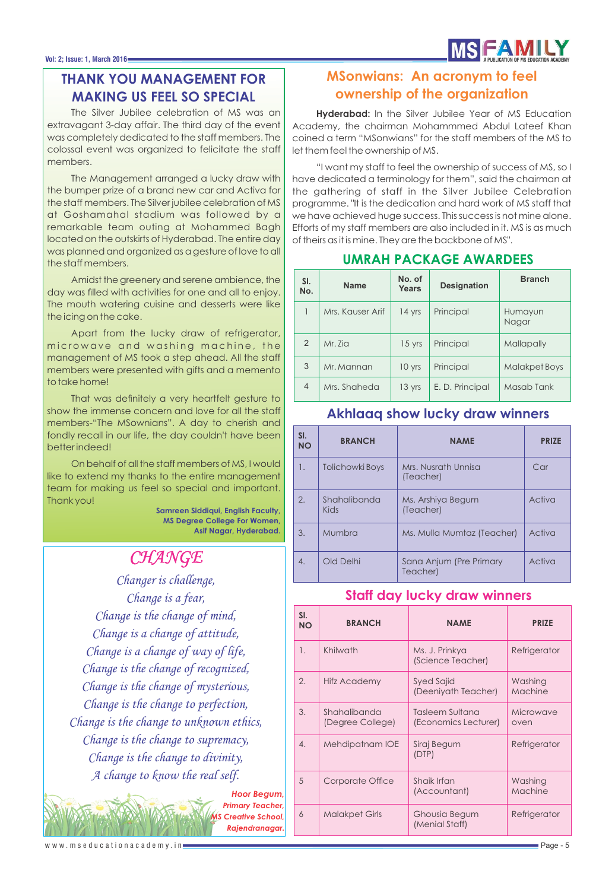## THANK YOU MANAGEMENT FOR MAKING US FEEL SO SPECIAL

The Silver Jubilee celebration of MS was an extravagant 3-day affair. The third day of the event was completely dedicated to the staff members. The colossal event was organized to felicitate the staff members.

The Management arranged a lucky draw with the bumper prize of a brand new car and Activa for the staff members. The Silver jubilee celebration of MS at Goshamahal stadium was followed by a remarkable team outing at Mohammed Bagh located on the outskirts of Hyderabad. The entire day was planned and organized as a gesture of love to all the staff members.

Amidst the greenery and serene ambience, the day was filled with activities for one and all to enjoy. The mouth watering cuisine and desserts were like the icing on the cake.

Apart from the lucky draw of refrigerator, microwave and washing machine, the management of MS took a step ahead. All the staff members were presented with gifts and a memento to take home!

That was definitely a very heartfelt gesture to show the immense concern and love for all the staff members-"The MSownians". A day to cherish and fondly recall in our life, the day couldn't have been better indeed!

On behalf of all the staff members of MS, I would like to extend my thanks to the entire management team for making us feel so special and important. Thank you!

**Samreen Siddiqui, English Faculty,**
**MS Degree College For Women,**
**Asif Nagar, Hyderabad.**

## *CHANGE*

*Changer is challenge,*
*Change is a fear,*
*Change is the change of mind,*
*Change is a change of attitude,*
*Change is a change of way of life,*
*Change is the change of recognized,*
*Change is the change of mysterious,*
*Change is the change to perfection,*
*Change is the change to unknown ethics,*
*Change is the change to supremacy,*
*Change is the change to divinity,*
*A change to know the real self.*

***Hoor Begum,***
***Primary Teacher,***
***MS Creative School,***
***Rajendranagar.***

## MSonwians: An acronym to feel ownership of the organization

**Hyderabad:** In the Silver Jubilee Year of MS Education Academy, the chairman Mohammmed Abdul Lateef Khan coined a term "MSonwians" for the staff members of the MS to let them feel the ownership of MS.

"I want my staff to feel the ownership of success of MS, so I have dedicated a terminology for them", said the chairman at the gathering of staff in the Silver Jubilee Celebration programme. "It is the dedication and hard work of MS staff that we have achieved huge success. This success is not mine alone. Efforts of my staff members are also included in it. MS is as much of theirs as it is mine. They are the backbone of MS".

## UMRAH PACKAGE AWARDEES

| Sl. No. | Name | No. of Years | Designation | Branch |
|---|---|---|---|---|
| 1 | Mrs. Kauser Arif | 14 yrs | Principal | Humayun Nagar |
| 2 | Mr. Zia | 15 yrs | Principal | Mallapally |
| 3 | Mr. Mannan | 10 yrs | Principal | Malakpet Boys |
| 4 | Mrs. Shaheda | 13 yrs | E. D. Principal | Masab Tank |

## Akhlaaq show lucky draw winners

| Sl. NO | BRANCH | NAME | PRIZE |
|---|---|---|---|
| 1. | Tolichowki Boys | Mrs. Nusrath Unnisa (Teacher) | Car |
| 2. | Shahalibanda Kids | Ms. Arshiya Begum (Teacher) | Activa |
| 3. | Mumbra | Ms. Mulla Mumtaz (Teacher) | Activa |
| 4. | Old Delhi | Sana Anjum (Pre Primary Teacher) | Activa |

## Staff day lucky draw winners

| Sl. NO | BRANCH | NAME | PRIZE |
|---|---|---|---|
| 1. | Khilwath | Ms. J. Prinkya (Science Teacher) | Refrigerator |
| 2. | Hifz Academy | Syed Sajid (Deeniyath Teacher) | Washing Machine |
| 3. | Shahalibanda (Degree College) | Tasleem Sultana (Economics Lecturer) | Microwave oven |
| 4. | Mehdipatnam IOE | Siraj Begum (DTP) | Refrigerator |
| 5 | Corporate Office | Shaik Irfan (Accountant) | Washing Machine |
| 6 | Malakpet Girls | Ghousia Begum (Menial Staff) | Refrigerator |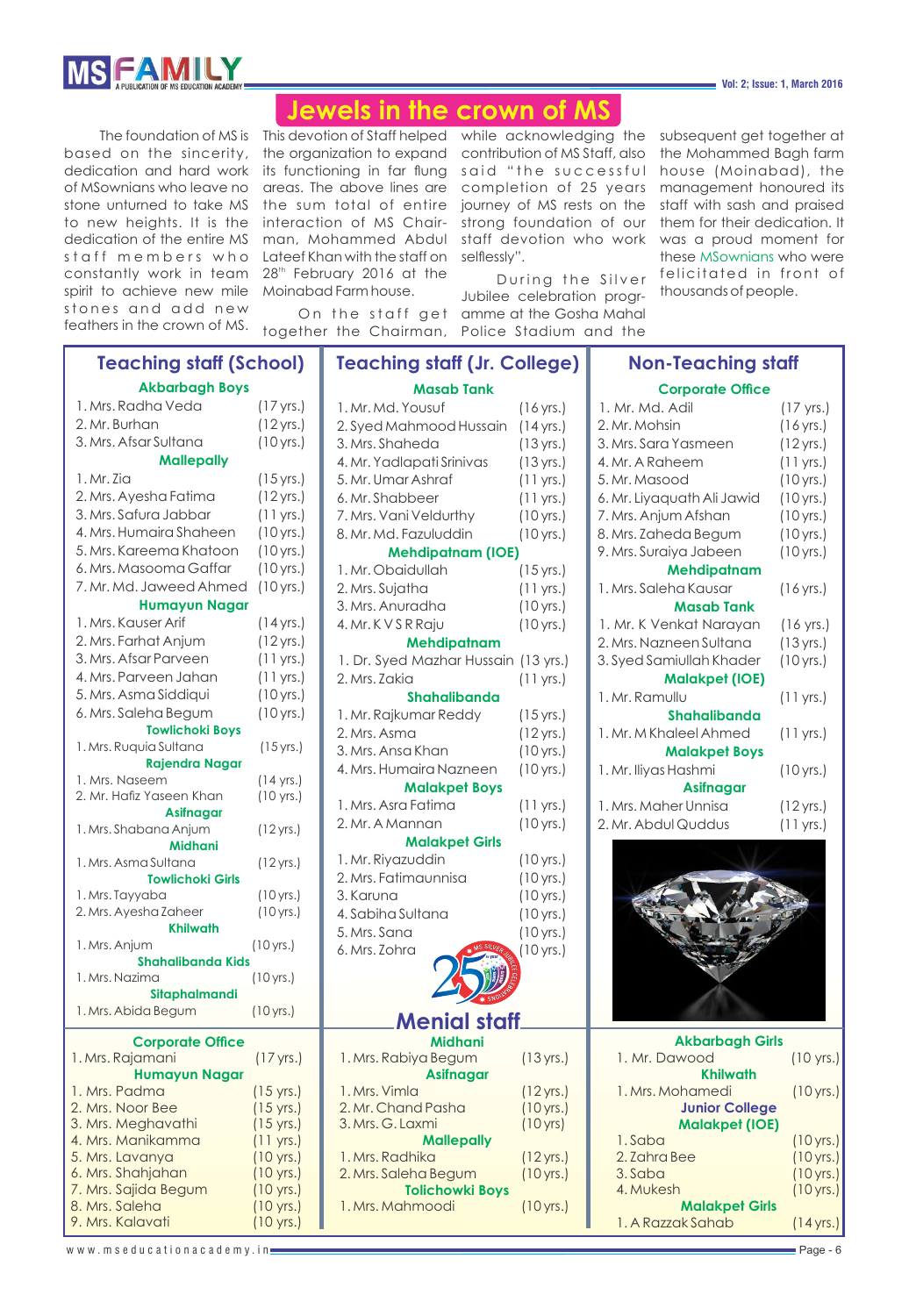# Jewels in the crown of MS

The foundation of MS is based on the sincerity, dedication and hard work of MSownians who leave no stone unturned to take MS to new heights. It is the dedication of the entire MS staff members who constantly work in team spirit to achieve new mile stones and add new feathers in the crown of MS.

This devotion of Staff helped the organization to expand its functioning in far flung areas. The above lines are the sum total of entire interaction of MS Chairman, Mohammed Abdul Lateef Khan with the staff on 28th February 2016 at the Moinabad Farm house.

On the staff get together the Chairman, while acknowledging the contribution of MS Staff, also said "the successful completion of 25 years journey of MS rests on the strong foundation of our staff devotion who work selflessly".

During the Silver Jubilee celebration programme at the Gosha Mahal Police Stadium and the subsequent get together at the Mohammed Bagh farm house (Moinabad), the management honoured its staff with sash and praised them for their dedication. It was a proud moment for these MSownians who were felicitated in front of thousands of people.

## Teaching staff (School)

### Akbarbagh Boys
1. Mrs. Radha Veda (17 yrs.)
2. Mr. Burhan (12 yrs.)
3. Mrs. Afsar Sultana (10 yrs.)

### Mallepally
1. Mr. Zia (15 yrs.)
2. Mrs. Ayesha Fatima (12 yrs.)
3. Mrs. Safura Jabbar (11 yrs.)
4. Mrs. Humaira Shaheen (10 yrs.)
5. Mrs. Kareema Khatoon (10 yrs.)
6. Mrs. Masooma Gaffar (10 yrs.)
7. Mr. Md. Jaweed Ahmed (10 yrs.)

### Humayun Nagar
1. Mrs. Kauser Arif (14 yrs.)
2. Mrs. Farhat Anjum (12 yrs.)
3. Mrs. Afsar Parveen (11 yrs.)
4. Mrs. Parveen Jahan (11 yrs.)
5. Mrs. Asma Siddiqui (10 yrs.)
6. Mrs. Saleha Begum (10 yrs.)

### Towlichoki Boys
1. Mrs. Ruquia Sultana (15 yrs.)

### Rajendra Nagar
1. Mrs. Naseem (14 yrs.)
2. Mr. Hafiz Yaseen Khan (10 yrs.)

### Asifnagar
1. Mrs. Shabana Anjum (12 yrs.)

### Midhani
1. Mrs. Asma Sultana (12 yrs.)

### Towlichoki Girls
1. Mrs. Tayyaba (10 yrs.)
2. Mrs. Ayesha Zaheer (10 yrs.)

### Khilwath
1. Mrs. Anjum (10 yrs.)

### Shahalibanda Kids
1. Mrs. Nazima (10 yrs.)

### Sitaphalmandi
1. Mrs. Abida Begum (10 yrs.)

## Teaching staff (Jr. College)

### Masab Tank
1. Mr. Md. Yousuf (16 yrs.)
2. Syed Mahmood Hussain (14 yrs.)
3. Mrs. Shaheda (13 yrs.)
4. Mr. Yadlapati Srinivas (13 yrs.)
5. Mr. Umar Ashraf (11 yrs.)
6. Mr. Shabbeer (11 yrs.)
7. Mrs. Vani Veldurthy (10 yrs.)
8. Mr. Md. Fazuluddin (10 yrs.)

### Mehdipatnam (IOE)
1. Mr. Obaidullah (15 yrs.)
2. Mrs. Sujatha (11 yrs.)
3. Mrs. Anuradha (10 yrs.)
4. Mr. K V S R Raju (10 yrs.)

### Mehdipatnam
1. Dr. Syed Mazhar Hussain (13 yrs.)
2. Mrs. Zakia (11 yrs.)

### Shahalibanda
1. Mr. Rajkumar Reddy (15 yrs.)
2. Mrs. Asma (12 yrs.)
3. Mrs. Ansa Khan (10 yrs.)
4. Mrs. Humaira Nazneen (10 yrs.)

### Malakpet Boys
1. Mrs. Asra Fatima (11 yrs.)
2. Mr. A Mannan (10 yrs.)

### Malakpet Girls
1. Mr. Riyazuddin (10 yrs.)
2. Mrs. Fatimaunnisa (10 yrs.)
3. Karuna (10 yrs.)
4. Sabiha Sultana (10 yrs.)
5. Mrs. Sana (10 yrs.)
6. Mrs. Zohra (10 yrs.)

## Non-Teaching staff

### Corporate Office
1. Mr. Md. Adil (17 yrs.)
2. Mr. Mohsin (16 yrs.)
3. Mrs. Sara Yasmeen (12 yrs.)
4. Mr. A Raheem (11 yrs.)
5. Mr. Masood (10 yrs.)
6. Mr. Liyaquath Ali Jawid (10 yrs.)
7. Mrs. Anjum Afshan (10 yrs.)
8. Mrs. Zaheda Begum (10 yrs.)
9. Mrs. Suraiya Jabeen (10 yrs.)

### Mehdipatnam
1. Mrs. Saleha Kausar (16 yrs.)

### Masab Tank
1. Mr. K Venkat Narayan (16 yrs.)
2. Mrs. Nazneen Sultana (13 yrs.)
3. Syed Samiullah Khader (10 yrs.)

### Malakpet (IOE)
1. Mr. Ramullu (11 yrs.)

### Shahalibanda
1. Mr. M Khaleel Ahmed (11 yrs.)

### Malakpet Boys
1. Mr. Iliyas Hashmi (10 yrs.)

### Asifnagar
1. Mrs. Maher Unnisa (12 yrs.)
2. Mr. Abdul Quddus (11 yrs.)

## Menial staff

### Corporate Office
1. Mrs. Rajamani (17 yrs.)

### Humayun Nagar
1. Mrs. Padma (15 yrs.)
2. Mrs. Noor Bee (15 yrs.)
3. Mrs. Meghavathi (15 yrs.)
4. Mrs. Manikamma (11 yrs.)
5. Mrs. Lavanya (10 yrs.)
6. Mrs. Shahjahan (10 yrs.)
7. Mrs. Sajida Begum (10 yrs.)
8. Mrs. Saleha (10 yrs.)
9. Mrs. Kalavati (10 yrs.)

### Midhani
1. Mrs. Rabiya Begum (13 yrs.)

### Asifnagar
1. Mrs. Vimla (12 yrs.)
2. Mr. Chand Pasha (10 yrs.)
3. Mrs. G. Laxmi (10 yrs)

### Mallepally
1. Mrs. Radhika (12 yrs.)
2. Mrs. Saleha Begum (10 yrs.)

### Tolichowki Boys
1. Mrs. Mahmoodi (10 yrs.)

### Akbarbagh Girls
1. Mr. Dawood (10 yrs.)

### Khilwath
1. Mrs. Mohamedi (10 yrs.)

### Junior College Malakpet (IOE)
1. Saba (10 yrs.)
2. Zahra Bee (10 yrs.)
3. Saba (10 yrs.)
4. Mukesh (10 yrs.)

### Malakpet Girls
1. A Razzak Sahab (14 yrs.)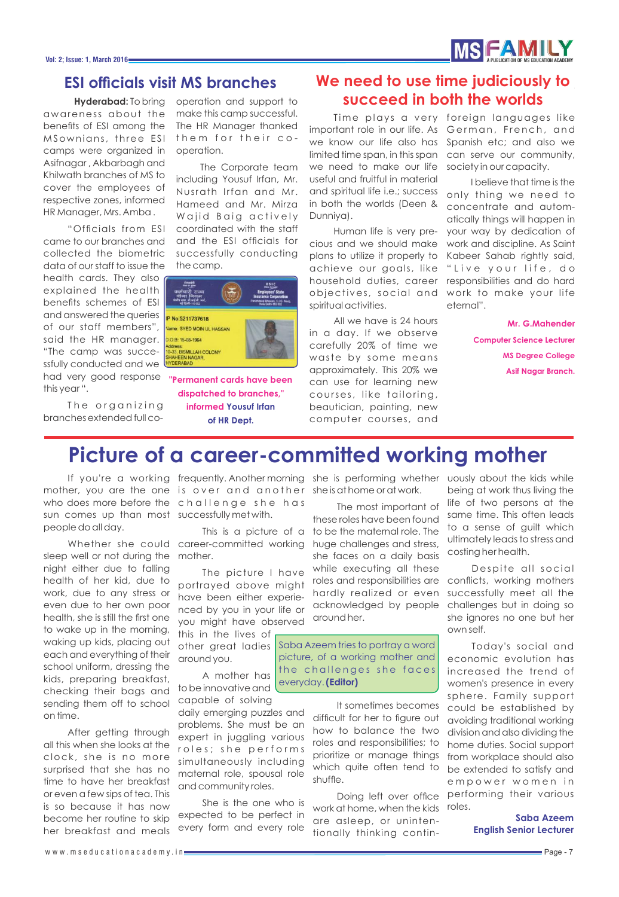## ESI officials visit MS branches

**Hyderabad:** To bring awareness about the benefits of ESI among the MSownians, three ESI camps were organized in Asifnagar, Akbarbagh and Khilwath branches of MS to cover the employees of respective zones, informed HR Manager, Mrs. Amba.

"Officials from ESI came to our branches and collected the biometric data of our staff to issue the health cards. They also explained the health benefits schemes of ESI and answered the queries of our staff members", said the HR manager. "The camp was successfully conducted and we had very good response this year".

The organizing branches extended full co-operation and support to make this camp successful. The HR Manager thanked them for their co-operation.

The Corporate team including Yousuf Irfan, Mr. Nusrath Irfan and Mr. Hameed and Mr. Mirza Wajid Baig actively coordinated with the staff and the ESI officials for successfully conducting the camp.

"Permanent cards have been dispatched to branches," informed Yousuf Irfan of HR Dept.

## We need to use time judiciously to succeed in both the worlds

Time plays a very important role in our life. As we know our life also has limited time span, in this span we need to make our life useful and fruitful in material and spiritual life i.e.; success in both the worlds (Deen & Dunniya).

Human life is very precious and we should make plans to utilize it properly to achieve our goals, like household duties, career objectives, social and spiritual activities.

All we have is 24 hours in a day. If we observe carefully 20% of time we waste by some means approximately. This 20% we can use for learning new courses, like tailoring, beautician, painting, new computer courses, and foreign languages like German, French, and Spanish etc; and also we can serve our community, society in our capacity.

I believe that time is the only thing we need to concentrate and automatically things will happen in your way by dedication of work and discipline. As Saint Kabeer Sahab rightly said, "Live your life, do responsibilities and do hard work to make your life eternal".

**Mr. G.Mahender**
**Computer Science Lecturer**
**MS Degree College**
**Asif Nagar Branch.**

# Picture of a career-committed working mother

*Saba Azeem tries to portray a word picture, of a working mother and the challenges she faces everyday.* **(Editor)**

If you're a working mother, you are the one who does more before the sun comes up than most people do all day.

Whether she could sleep well or not during the night either due to falling health of her kid, due to work, due to any stress or even due to her own poor health, she is still the first one to wake up in the morning, waking up kids, placing out each and everything of their school uniform, dressing the kids, preparing breakfast, checking their bags and sending them off to school on time.

After getting through all this when she looks at the clock, she is no more surprised that she has no time to have her breakfast or even a few sips of tea. This is so because it has now become her routine to skip her breakfast and meals frequently. Another morning is over and another challenge she has successfully met with.

This is a picture of a career-committed working mother.

The picture I have portrayed above might have been either experienced by you in your life or you might have observed this in the lives of other great ladies around you.

A mother has to be innovative and capable of solving daily emerging puzzles and problems. She must be an expert in juggling various roles; she performs simultaneously including maternal role, spousal role and community roles.

She is the one who is expected to be perfect in every form and every role she is performing whether she is at home or at work.

The most important of these roles have been found to be the maternal role. The huge challenges and stress, she faces on a daily basis while executing all these roles and responsibilities are hardly realized or even acknowledged by people around her.

It sometimes becomes difficult for her to figure out how to balance the two roles and responsibilities; to prioritize or manage things which quite often tend to shuffle.

Doing left over office work at home, when the kids are asleep, or unintentionally thinking continuously about the kids while being at work thus living the life of two persons at the same time. This often leads to a sense of guilt which ultimately leads to stress and costing her health.

Despite all social conflicts, working mothers successfully meet all the challenges but in doing so she ignores no one but her own self.

Today's social and economic evolution has increased the trend of women's presence in every sphere. Family support could be established by avoiding traditional working division and also dividing the home duties. Social support from workplace should also be extended to satisfy and empower women in performing their various roles.

**Saba Azeem**
**English Senior Lecturer**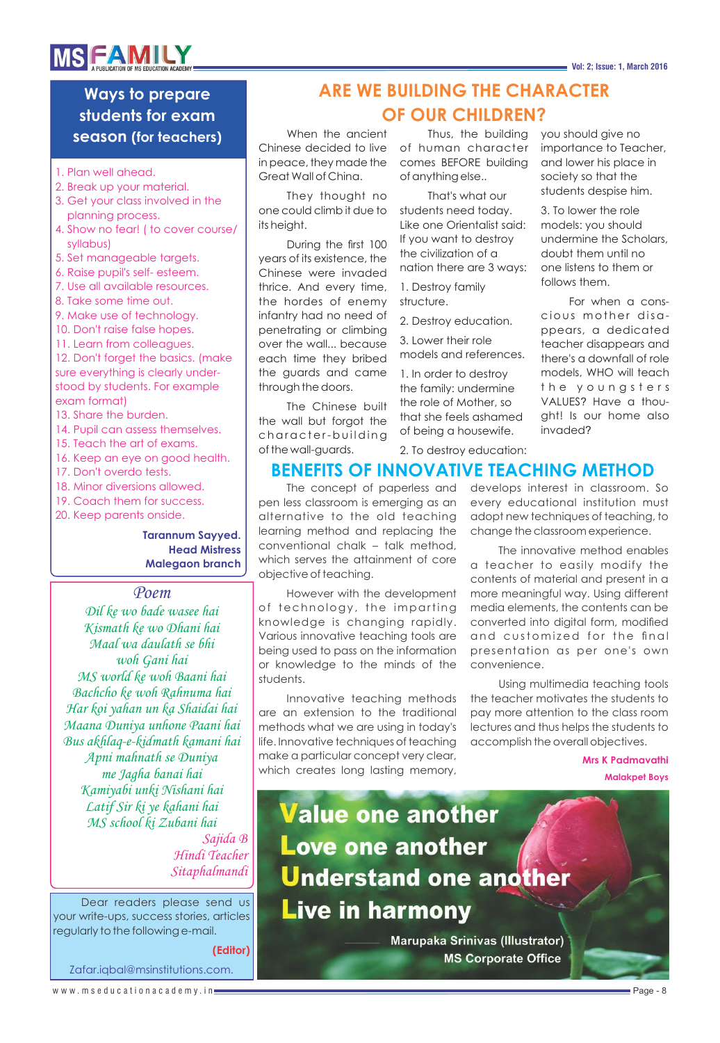## Ways to prepare students for exam season (for teachers)

1. Plan well ahead.
2. Break up your material.
3. Get your class involved in the planning process.
4. Show no fear! ( to cover course/ syllabus)
5. Set manageable targets.
6. Raise pupil's self- esteem.
7. Use all available resources.
8. Take some time out.
9. Make use of technology.
10. Don't raise false hopes.
11. Learn from colleagues.
12. Don't forget the basics. (make sure everything is clearly under-stood by students. For example exam format)
13. Share the burden.
14. Pupil can assess themselves.
15. Teach the art of exams.
16. Keep an eye on good health.
17. Don't overdo tests.
18. Minor diversions allowed.
19. Coach them for success.
20. Keep parents onside.

**Tarannum Sayyed.**
**Head Mistress**
**Malegaon branch**

### *Poem*

*Dil ke wo bade wasee hai*
*Kismath ke wo Dhani hai*
*Maal wa daulath se bhi*
*woh Gani hai*
*MS world ke woh Baani hai*
*Bachcho ke woh Rahnuma hai*
*Har koi yahan un ka Shaidai hai*
*Maana Duniya unhone Paani hai*
*Bus akhlaq-e-kidmath kamani hai*
*Apni mahnath se Duniya*
*me Jagha banai hai*
*Kamiyabi unki Nishani hai*
*Latif Sir ki ye kahani hai*
*MS school ki Zubani hai*

*Sajida B*
*Hindi Teacher*
*Sitaphalmandi*

Dear readers please send us your write-ups, success stories, articles regularly to the following e-mail.

**(Editor)**

Zafar.iqbal@msinstitutions.com.

## ARE WE BUILDING THE CHARACTER OF OUR CHILDREN?

When the ancient Chinese decided to live in peace, they made the Great Wall of China.

They thought no one could climb it due to its height.

During the first 100 years of its existence, the Chinese were invaded thrice. And every time, the hordes of enemy infantry had no need of penetrating or climbing over the wall... because each time they bribed the guards and came through the doors.

The Chinese built the wall but forgot the character-building of the wall-guards.

Thus, the building of human character comes BEFORE building of anything else..

That's what our students need today. Like one Orientalist said: If you want to destroy the civilization of a nation there are 3 ways:

1. Destroy family structure.
2. Destroy education.
3. Lower their role models and references.

1. In order to destroy the family: undermine the role of Mother, so that she feels ashamed of being a housewife.

2. To destroy education: you should give no importance to Teacher, and lower his place in society so that the students despise him.

3. To lower the role models: you should undermine the Scholars, doubt them until no one listens to them or follows them.

For when a conscious mother disappears, a dedicated teacher disappears and there's a downfall of role models, WHO will teach the youngsters VALUES? Have a thought! Is our home also invaded?

## BENEFITS OF INNOVATIVE TEACHING METHOD

The concept of paperless and pen less classroom is emerging as an alternative to the old teaching learning method and replacing the conventional chalk – talk method, which serves the attainment of core objective of teaching.

However with the development of technology, the imparting knowledge is changing rapidly. Various innovative teaching tools are being used to pass on the information or knowledge to the minds of the students.

Innovative teaching methods are an extension to the traditional methods what we are using in today's life. Innovative techniques of teaching make a particular concept very clear, which creates long lasting memory, develops interest in classroom. So every educational institution must adopt new techniques of teaching, to change the classroom experience.

The innovative method enables a teacher to easily modify the contents of material and present in a more meaningful way. Using different media elements, the contents can be converted into digital form, modified and customized for the final presentation as per one's own convenience.

Using multimedia teaching tools the teacher motivates the students to pay more attention to the class room lectures and thus helps the students to accomplish the overall objectives.

**Mrs K Padmavathi**
**Malakpet Boys**

**Value one another**
**Love one another**
**Understand one another**
**Live in harmony**

**Marupaka Srinivas (Illustrator)**
**MS Corporate Office**